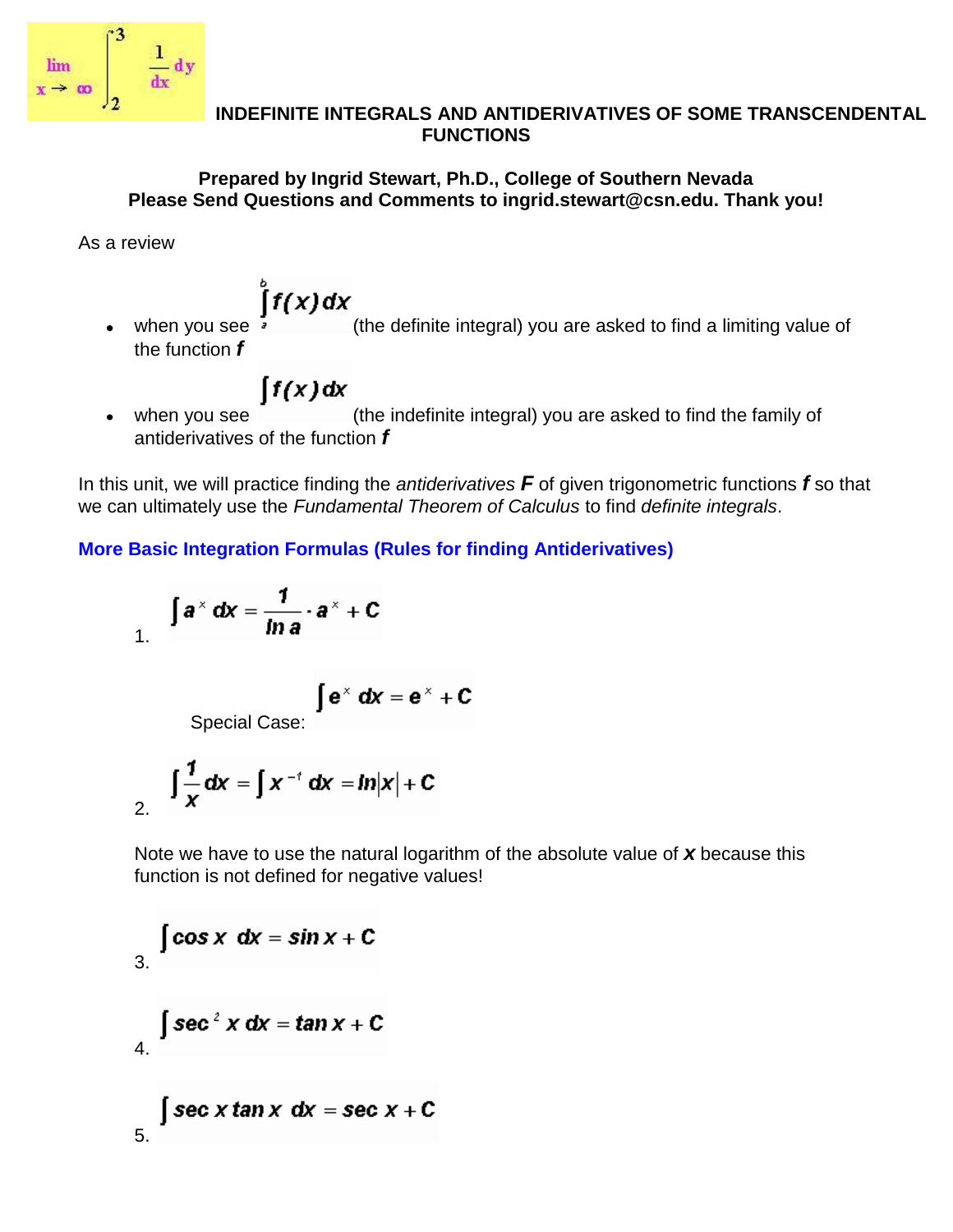# INDEFINITE INTEGRALS AND ANTIDERIVATIVES OF SOME TRANSCENDENTAL FUNCTIONS

**Prepared by Ingrid Stewart, Ph.D., College of Southern Nevada**
**Please Send Questions and Comments to ingrid.stewart@csn.edu. Thank you!**

As a review

- when you see $\int_a^b f(x)\,dx$ (the definite integral) you are asked to find a limiting value of the function ***f***
- when you see $\int f(x)\,dx$ (the indefinite integral) you are asked to find the family of antiderivatives of the function ***f***

In this unit, we will practice finding the *antiderivatives* ***F*** of given trigonometric functions ***f*** so that we can ultimately use the *Fundamental Theorem of Calculus* to find *definite integrals*.

### More Basic Integration Formulas (Rules for finding Antiderivatives)

1. $$\int a^x\,dx = \frac{1}{\ln a}\cdot a^x + C$$

   Special Case: $$\int e^x\,dx = e^x + C$$

2. $$\int \frac{1}{x}\,dx = \int x^{-1}\,dx = \ln|x| + C$$

   Note we have to use the natural logarithm of the absolute value of ***x*** because this function is not defined for negative values!

3. $$\int \cos x\,dx = \sin x + C$$

4. $$\int \sec^2 x\,dx = \tan x + C$$

5. $$\int \sec x \tan x\,dx = \sec x + C$$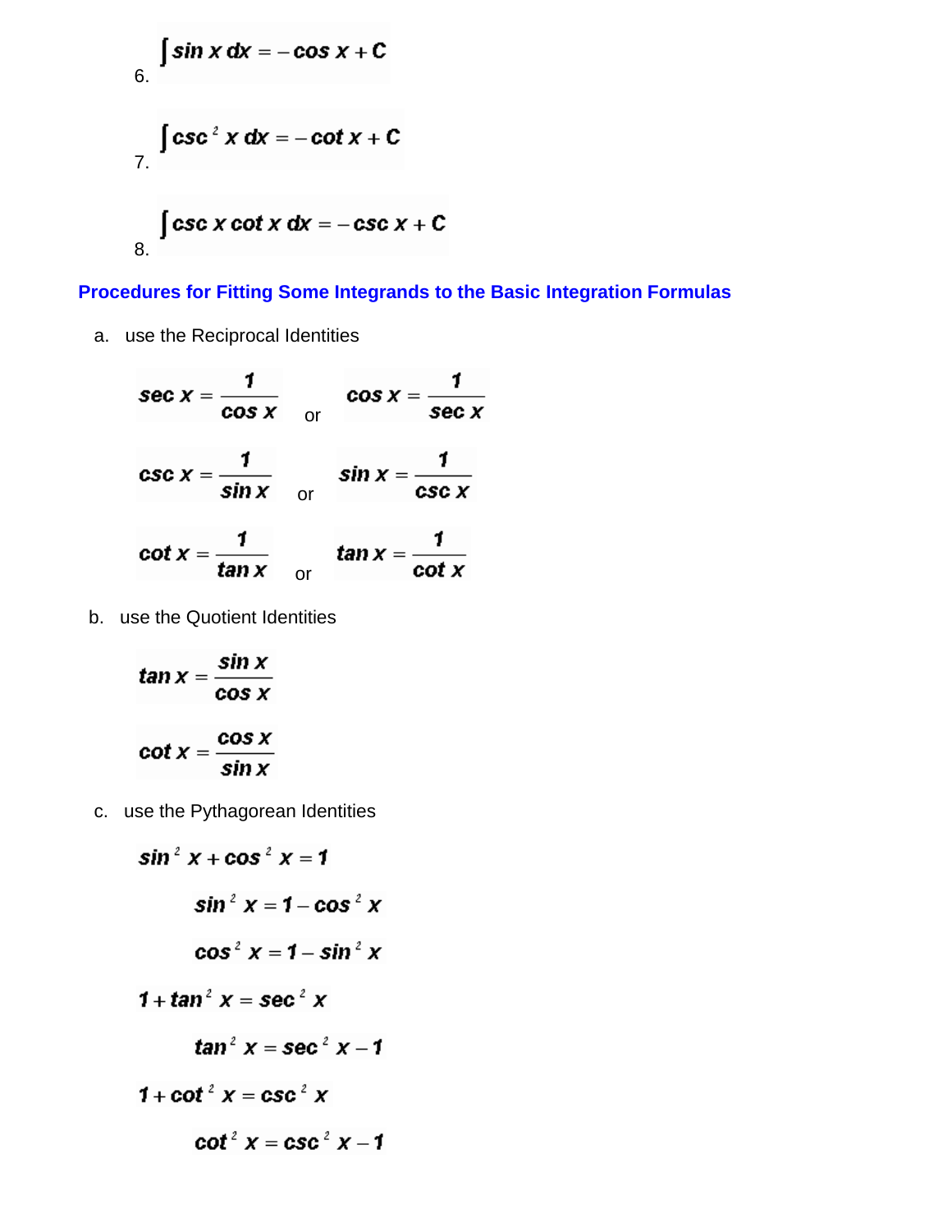6. $$\int \sin x \, dx = -\cos x + C$$

7. $$\int \csc^2 x \, dx = -\cot x + C$$

8. $$\int \csc x \cot x \, dx = -\csc x + C$$

## Procedures for Fitting Some Integrands to the Basic Integration Formulas

a. use the Reciprocal Identities

$$\sec x = \frac{1}{\cos x} \quad \text{or} \quad \cos x = \frac{1}{\sec x}$$

$$\csc x = \frac{1}{\sin x} \quad \text{or} \quad \sin x = \frac{1}{\csc x}$$

$$\cot x = \frac{1}{\tan x} \quad \text{or} \quad \tan x = \frac{1}{\cot x}$$

b. use the Quotient Identities

$$\tan x = \frac{\sin x}{\cos x}$$

$$\cot x = \frac{\cos x}{\sin x}$$

c. use the Pythagorean Identities

$$\sin^2 x + \cos^2 x = 1$$

$$\sin^2 x = 1 - \cos^2 x$$

$$\cos^2 x = 1 - \sin^2 x$$

$$1 + \tan^2 x = \sec^2 x$$

$$\tan^2 x = \sec^2 x - 1$$

$$1 + \cot^2 x = \csc^2 x$$

$$\cot^2 x = \csc^2 x - 1$$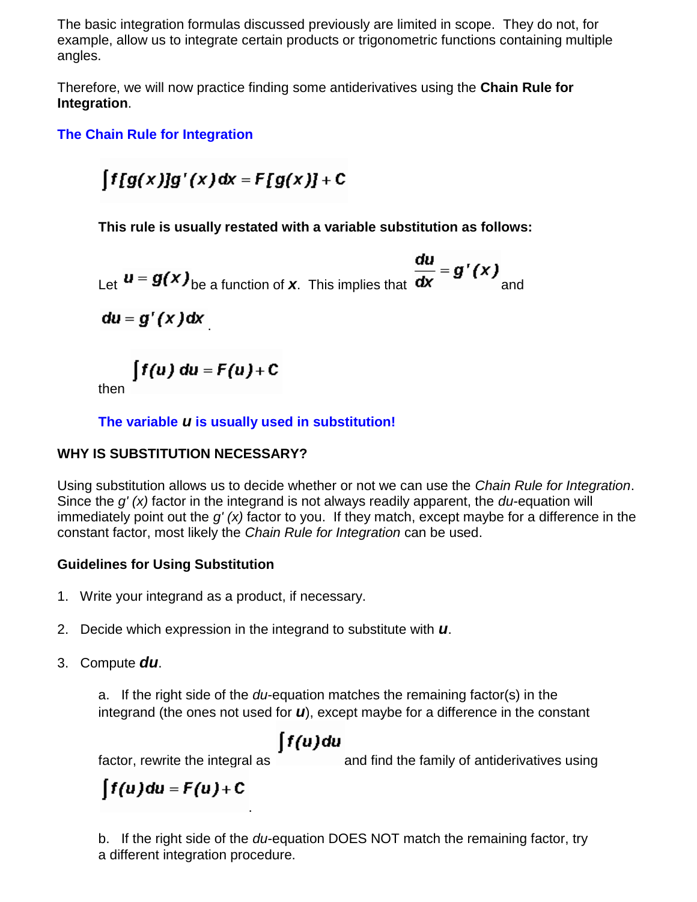The basic integration formulas discussed previously are limited in scope. They do not, for example, allow us to integrate certain products or trigonometric functions containing multiple angles.

Therefore, we will now practice finding some antiderivatives using the **Chain Rule for Integration**.

### The Chain Rule for Integration

$$\int f[g(x)]g'(x)\,dx = F[g(x)] + C$$

**This rule is usually restated with a variable substitution as follows:**

Let $u = g(x)$ be a function of $x$. This implies that $\frac{du}{dx} = g'(x)$ and $du = g'(x)dx$.

then $\int f(u)\,du = F(u) + C$

**The variable $u$ is usually used in substitution!**

**WHY IS SUBSTITUTION NECESSARY?**

Using substitution allows us to decide whether or not we can use the *Chain Rule for Integration*. Since the *g' (x)* factor in the integrand is not always readily apparent, the *du*-equation will immediately point out the *g' (x)* factor to you. If they match, except maybe for a difference in the constant factor, most likely the *Chain Rule for Integration* can be used.

**Guidelines for Using Substitution**

1. Write your integrand as a product, if necessary.
2. Decide which expression in the integrand to substitute with $u$.
3. Compute $du$.

   a. If the right side of the *du*-equation matches the remaining factor(s) in the integrand (the ones not used for $u$), except maybe for a difference in the constant factor, rewrite the integral as $\int f(u)du$ and find the family of antiderivatives using $\int f(u)du = F(u) + C$.

   b. If the right side of the *du*-equation DOES NOT match the remaining factor, try a different integration procedure.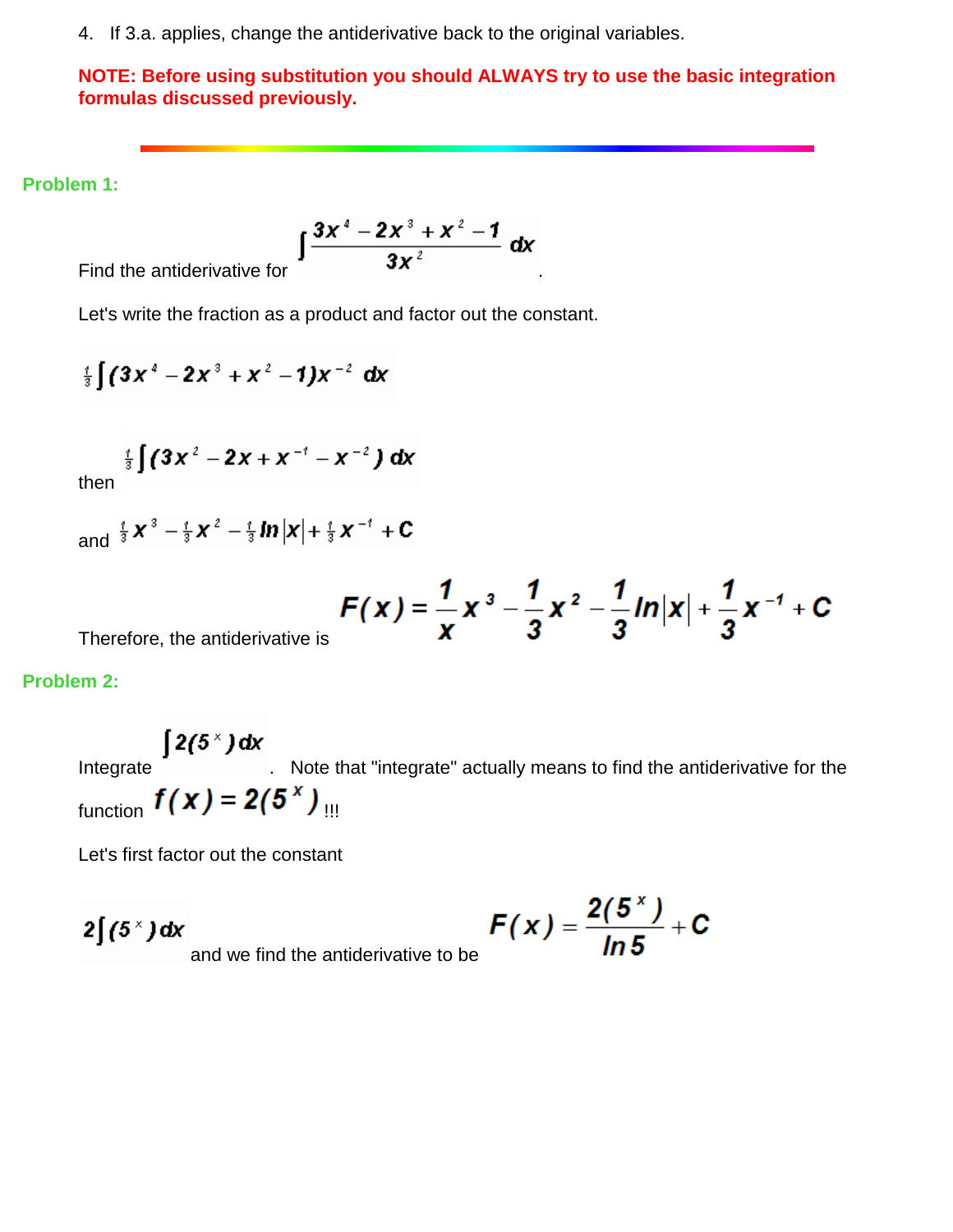4. If 3.a. applies, change the antiderivative back to the original variables.

**NOTE: Before using substitution you should ALWAYS try to use the basic integration formulas discussed previously.**

---

**Problem 1:**

Find the antiderivative for $\int \frac{3x^4 - 2x^3 + x^2 - 1}{3x^2}\, dx$.

Let's write the fraction as a product and factor out the constant.

$$\tfrac{1}{3}\int (3x^4 - 2x^3 + x^2 - 1)x^{-2}\, dx$$

then $\tfrac{1}{3}\int (3x^2 - 2x + x^{-1} - x^{-2})\, dx$

and $\tfrac{1}{3}x^3 - \tfrac{1}{3}x^2 - \tfrac{1}{3}\ln|x| + \tfrac{1}{3}x^{-1} + C$

Therefore, the antiderivative is $F(x) = \frac{1}{x}x^3 - \frac{1}{3}x^2 - \frac{1}{3}\ln|x| + \frac{1}{3}x^{-1} + C$

**Problem 2:**

Integrate $\int 2(5^x)\, dx$. Note that "integrate" actually means to find the antiderivative for the function $f(x) = 2(5^x)$ !!!

Let's first factor out the constant

$2\int (5^x)\, dx$ and we find the antiderivative to be $F(x) = \frac{2(5^x)}{\ln 5} + C$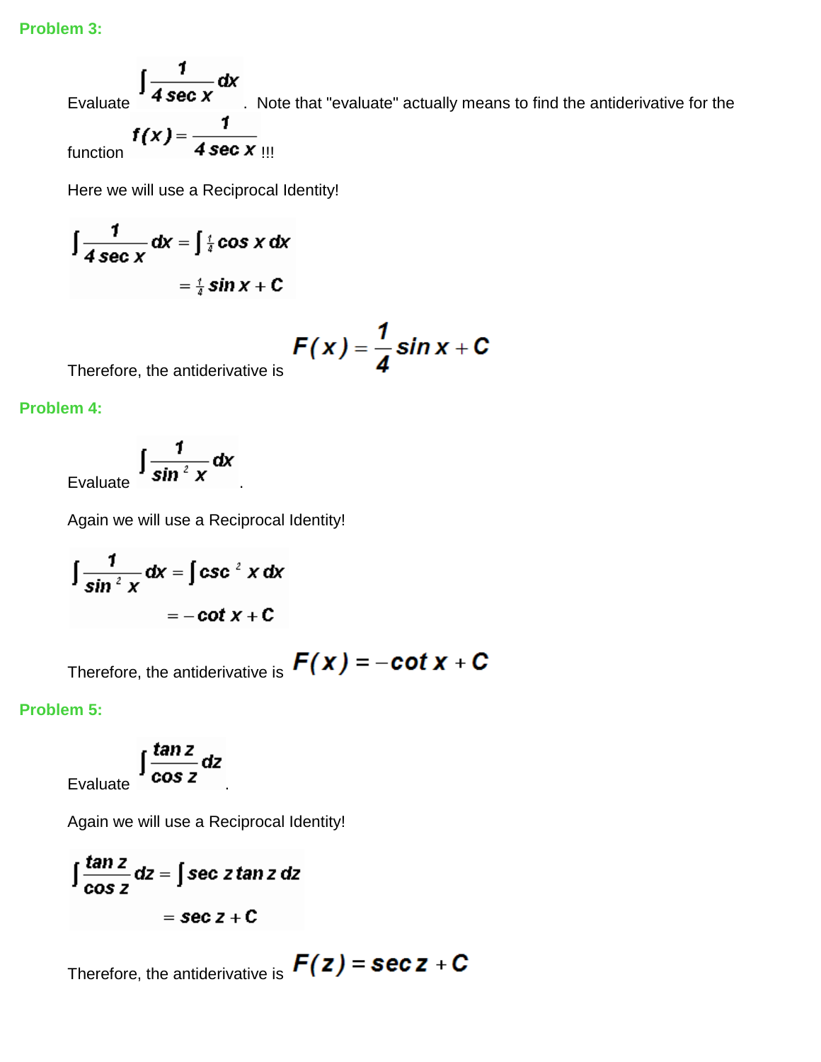**Problem 3:**

Evaluate $\int \frac{1}{4 \sec x} dx$. Note that "evaluate" actually means to find the antiderivative for the function $f(x) = \frac{1}{4 \sec x}$ !!!

Here we will use a Reciprocal Identity!

$$\int \frac{1}{4 \sec x} dx = \int \tfrac{1}{4} \cos x \, dx$$
$$= \tfrac{1}{4} \sin x + C$$

Therefore, the antiderivative is $F(x) = \frac{1}{4} \sin x + C$

**Problem 4:**

Evaluate $\int \frac{1}{\sin^2 x} dx$.

Again we will use a Reciprocal Identity!

$$\int \frac{1}{\sin^2 x} dx = \int \csc^2 x \, dx$$
$$= -\cot x + C$$

Therefore, the antiderivative is $F(x) = -\cot x + C$

**Problem 5:**

Evaluate $\int \frac{\tan z}{\cos z} dz$.

Again we will use a Reciprocal Identity!

$$\int \frac{\tan z}{\cos z} dz = \int \sec z \tan z \, dz$$
$$= \sec z + C$$

Therefore, the antiderivative is $F(z) = \sec z + C$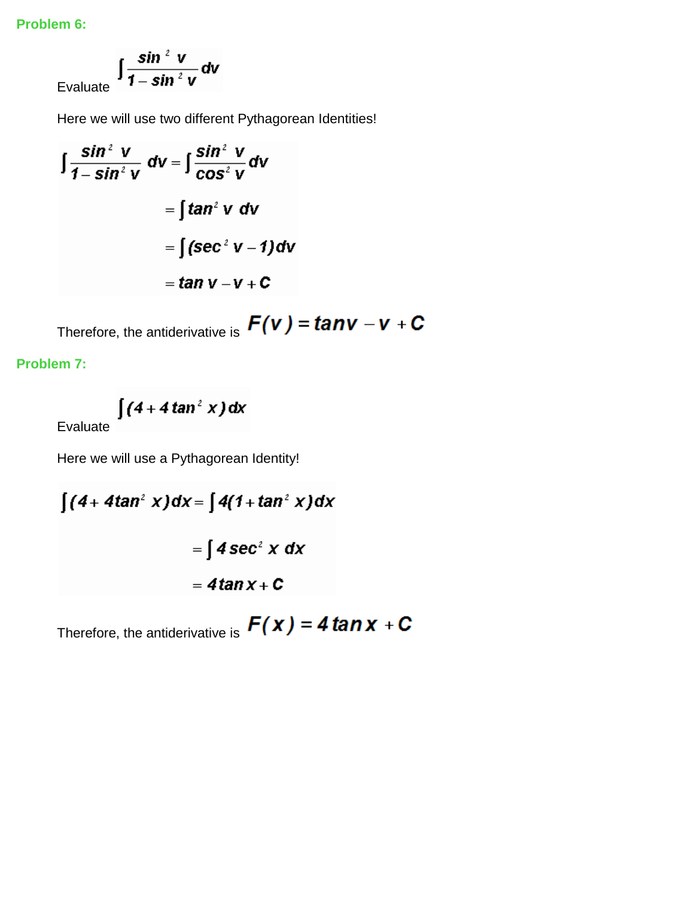**Problem 6:**

Evaluate $\int \frac{\sin^2 v}{1-\sin^2 v} dv$

Here we will use two different Pythagorean Identities!

$$\begin{aligned}
\int \frac{\sin^2 v}{1-\sin^2 v} dv &= \int \frac{\sin^2 v}{\cos^2 v} dv \\
&= \int \tan^2 v \, dv \\
&= \int (\sec^2 v - 1) dv \\
&= \tan v - v + C
\end{aligned}$$

Therefore, the antiderivative is $F(v) = \tan v - v + C$

**Problem 7:**

Evaluate $\int (4 + 4\tan^2 x) dx$

Here we will use a Pythagorean Identity!

$$\begin{aligned}
\int (4 + 4\tan^2 x) dx &= \int 4(1+\tan^2 x) dx \\
&= \int 4\sec^2 x \, dx \\
&= 4\tan x + C
\end{aligned}$$

Therefore, the antiderivative is $F(x) = 4\tan x + C$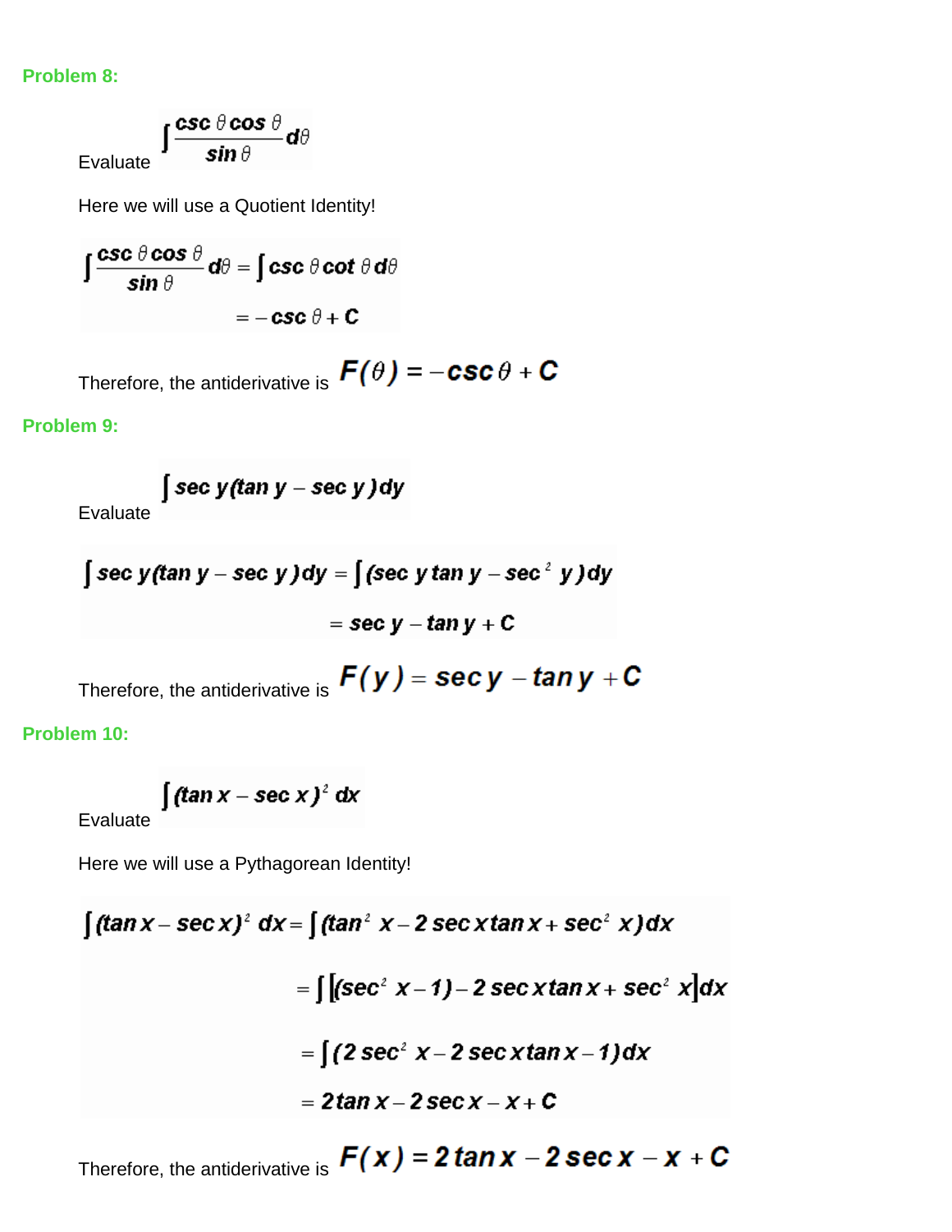**Problem 8:**

Evaluate $\displaystyle\int \frac{\csc\theta\cos\theta}{\sin\theta}d\theta$

Here we will use a Quotient Identity!

$$\int \frac{\csc\theta\cos\theta}{\sin\theta}d\theta = \int \csc\theta\cot\theta\, d\theta$$
$$= -\csc\theta + C$$

Therefore, the antiderivative is $F(\theta) = -\csc\theta + C$

**Problem 9:**

Evaluate $\displaystyle\int \sec y(\tan y - \sec y)dy$

$$\int \sec y(\tan y - \sec y)dy = \int (\sec y\tan y - \sec^2 y)dy$$
$$= \sec y - \tan y + C$$

Therefore, the antiderivative is $F(y) = \sec y - \tan y + C$

**Problem 10:**

Evaluate $\displaystyle\int (\tan x - \sec x)^2\, dx$

Here we will use a Pythagorean Identity!

$$\int (\tan x - \sec x)^2\, dx = \int (\tan^2 x - 2\sec x\tan x + \sec^2 x)dx$$
$$= \int \left[(\sec^2 x - 1) - 2\sec x\tan x + \sec^2 x\right]dx$$
$$= \int (2\sec^2 x - 2\sec x\tan x - 1)dx$$
$$= 2\tan x - 2\sec x - x + C$$

Therefore, the antiderivative is $F(x) = 2\tan x - 2\sec x - x + C$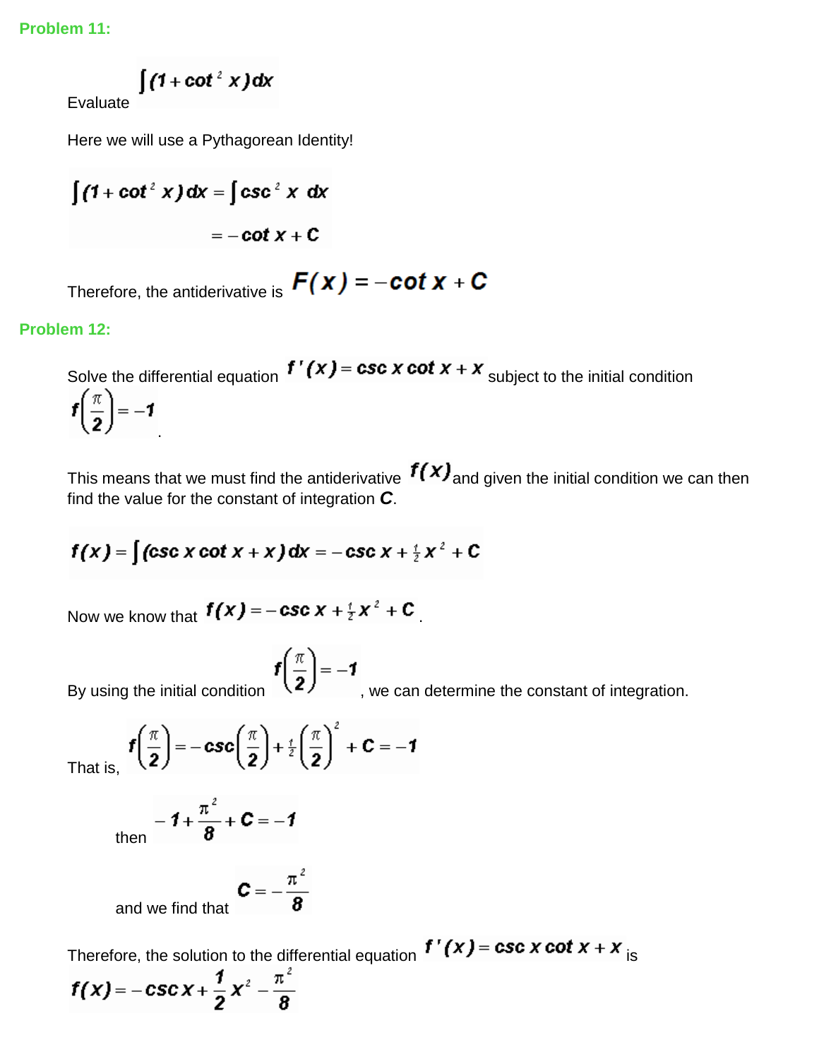**Problem 11:**

Evaluate $\int (1 + \cot^2 x)\, dx$

Here we will use a Pythagorean Identity!

$$\int (1 + \cot^2 x)\, dx = \int \csc^2 x \; dx$$
$$= -\cot x + C$$

Therefore, the antiderivative is $F(x) = -\cot x + C$

**Problem 12:**

Solve the differential equation $f'(x) = \csc x \cot x + x$ subject to the initial condition $f\left(\frac{\pi}{2}\right) = -1$.

This means that we must find the antiderivative $f(x)$ and given the initial condition we can then find the value for the constant of integration ***C***.

$$f(x) = \int (\csc x \cot x + x)\, dx = -\csc x + \tfrac{1}{2}x^2 + C$$

Now we know that $f(x) = -\csc x + \tfrac{1}{2}x^2 + C$.

By using the initial condition $f\left(\frac{\pi}{2}\right) = -1$, we can determine the constant of integration.

That is, $f\left(\frac{\pi}{2}\right) = -\csc\left(\frac{\pi}{2}\right) + \tfrac{1}{2}\left(\frac{\pi}{2}\right)^2 + C = -1$

then $-1 + \frac{\pi^2}{8} + C = -1$

and we find that $C = -\frac{\pi^2}{8}$

Therefore, the solution to the differential equation $f'(x) = \csc x \cot x + x$ is $f(x) = -\csc x + \frac{1}{2}x^2 - \frac{\pi^2}{8}$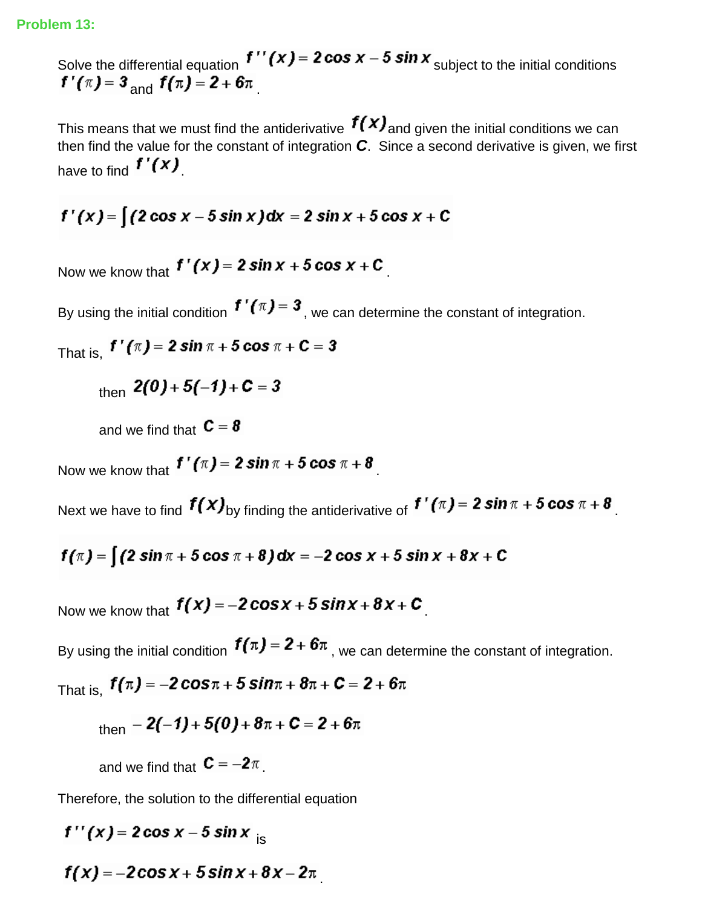**Problem 13:**

Solve the differential equation $f''(x) = 2\cos x - 5\sin x$ subject to the initial conditions $f'(\pi) = 3$ and $f(\pi) = 2 + 6\pi$.

This means that we must find the antiderivative $f(x)$ and given the initial conditions we can then find the value for the constant of integration $C$. Since a second derivative is given, we first have to find $f'(x)$.

$$f'(x) = \int (2\cos x - 5\sin x)\,dx = 2\sin x + 5\cos x + C$$

Now we know that $f'(x) = 2\sin x + 5\cos x + C$.

By using the initial condition $f'(\pi) = 3$, we can determine the constant of integration.

That is, $f'(\pi) = 2\sin\pi + 5\cos\pi + C = 3$

then $2(0) + 5(-1) + C = 3$

and we find that $C = 8$

Now we know that $f'(\pi) = 2\sin\pi + 5\cos\pi + 8$.

Next we have to find $f(x)$ by finding the antiderivative of $f'(\pi) = 2\sin\pi + 5\cos\pi + 8$.

$$f(\pi) = \int (2\sin\pi + 5\cos\pi + 8)\,dx = -2\cos x + 5\sin x + 8x + C$$

Now we know that $f(x) = -2\cos x + 5\sin x + 8x + C$.

By using the initial condition $f(\pi) = 2 + 6\pi$, we can determine the constant of integration.

That is, $f(\pi) = -2\cos\pi + 5\sin\pi + 8\pi + C = 2 + 6\pi$

then $-2(-1) + 5(0) + 8\pi + C = 2 + 6\pi$

and we find that $C = -2\pi$.

Therefore, the solution to the differential equation

$f''(x) = 2\cos x - 5\sin x$ is

$f(x) = -2\cos x + 5\sin x + 8x - 2\pi$.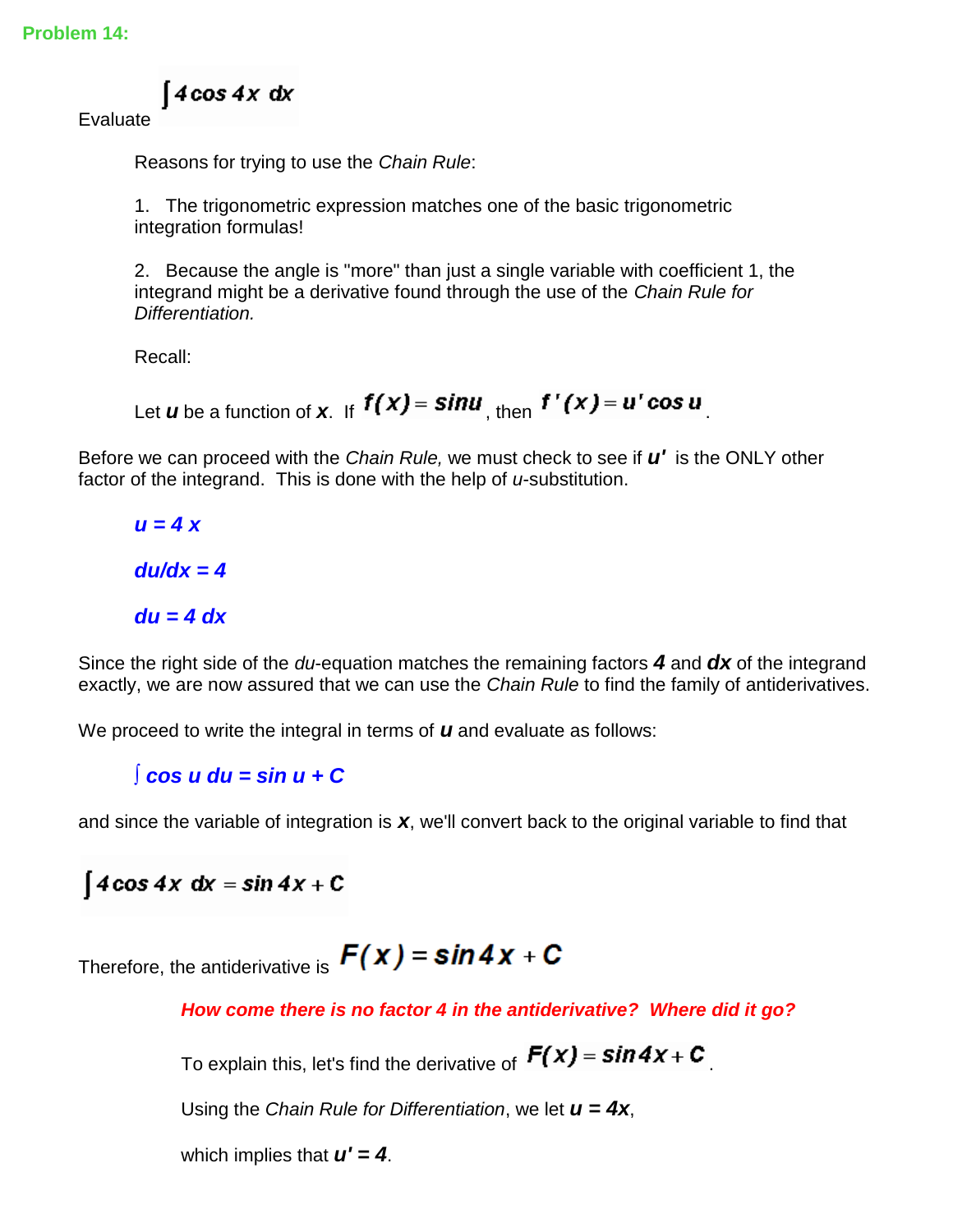**Problem 14:**

Evaluate $\int 4\cos 4x\, dx$

Reasons for trying to use the *Chain Rule*:

1. The trigonometric expression matches one of the basic trigonometric integration formulas!

2. Because the angle is "more" than just a single variable with coefficient 1, the integrand might be a derivative found through the use of the *Chain Rule for Differentiation.*

Recall:

Let $u$ be a function of $x$. If $f(x) = \sin u$, then $f'(x) = u' \cos u$.

Before we can proceed with the *Chain Rule,* we must check to see if $u'$ is the ONLY other factor of the integrand. This is done with the help of *u*-substitution.

$u = 4x$

$du/dx = 4$

$du = 4\, dx$

Since the right side of the *du*-equation matches the remaining factors $4$ and $dx$ of the integrand exactly, we are now assured that we can use the *Chain Rule* to find the family of antiderivatives.

We proceed to write the integral in terms of $u$ and evaluate as follows:

$\int \cos u\, du = \sin u + C$

and since the variable of integration is $x$, we'll convert back to the original variable to find that

$$\int 4\cos 4x\, dx = \sin 4x + C$$

Therefore, the antiderivative is $F(x) = \sin 4x + C$

***How come there is no factor 4 in the antiderivative? Where did it go?***

To explain this, let's find the derivative of $F(x) = \sin 4x + C$.

Using the *Chain Rule for Differentiation*, we let $u = 4x$,

which implies that $u' = 4$.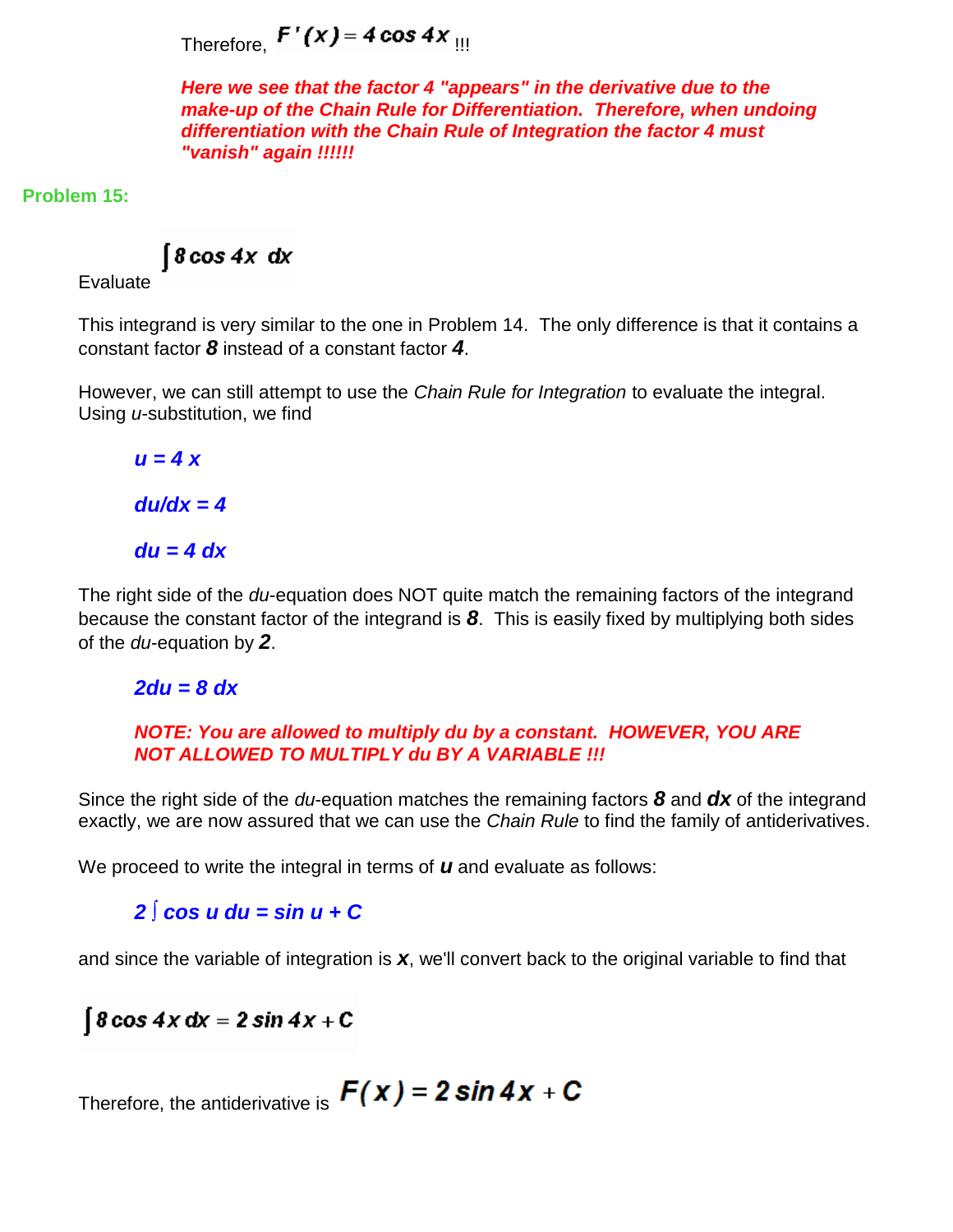Therefore, $F'(x) = 4\cos 4x$ !!!

***Here we see that the factor 4 "appears" in the derivative due to the make-up of the Chain Rule for Differentiation. Therefore, when undoing differentiation with the Chain Rule of Integration the factor 4 must "vanish" again !!!!!!***

**Problem 15:**

Evaluate $\int 8\cos 4x \; dx$

This integrand is very similar to the one in Problem 14. The only difference is that it contains a constant factor ***8*** instead of a constant factor ***4***.

However, we can still attempt to use the *Chain Rule for Integration* to evaluate the integral. Using *u*-substitution, we find

$u = 4x$

$du/dx = 4$

$du = 4\,dx$

The right side of the *du*-equation does NOT quite match the remaining factors of the integrand because the constant factor of the integrand is ***8***. This is easily fixed by multiplying both sides of the *du*-equation by ***2***.

$2du = 8\,dx$

***NOTE: You are allowed to multiply du by a constant. HOWEVER, YOU ARE NOT ALLOWED TO MULTIPLY du BY A VARIABLE !!!***

Since the right side of the *du*-equation matches the remaining factors ***8*** and ***dx*** of the integrand exactly, we are now assured that we can use the *Chain Rule* to find the family of antiderivatives.

We proceed to write the integral in terms of ***u*** and evaluate as follows:

$2\int \cos u \, du = \sin u + C$

and since the variable of integration is ***x***, we'll convert back to the original variable to find that

$$\int 8\cos 4x \, dx = 2\sin 4x + C$$

Therefore, the antiderivative is $F(x) = 2\sin 4x + C$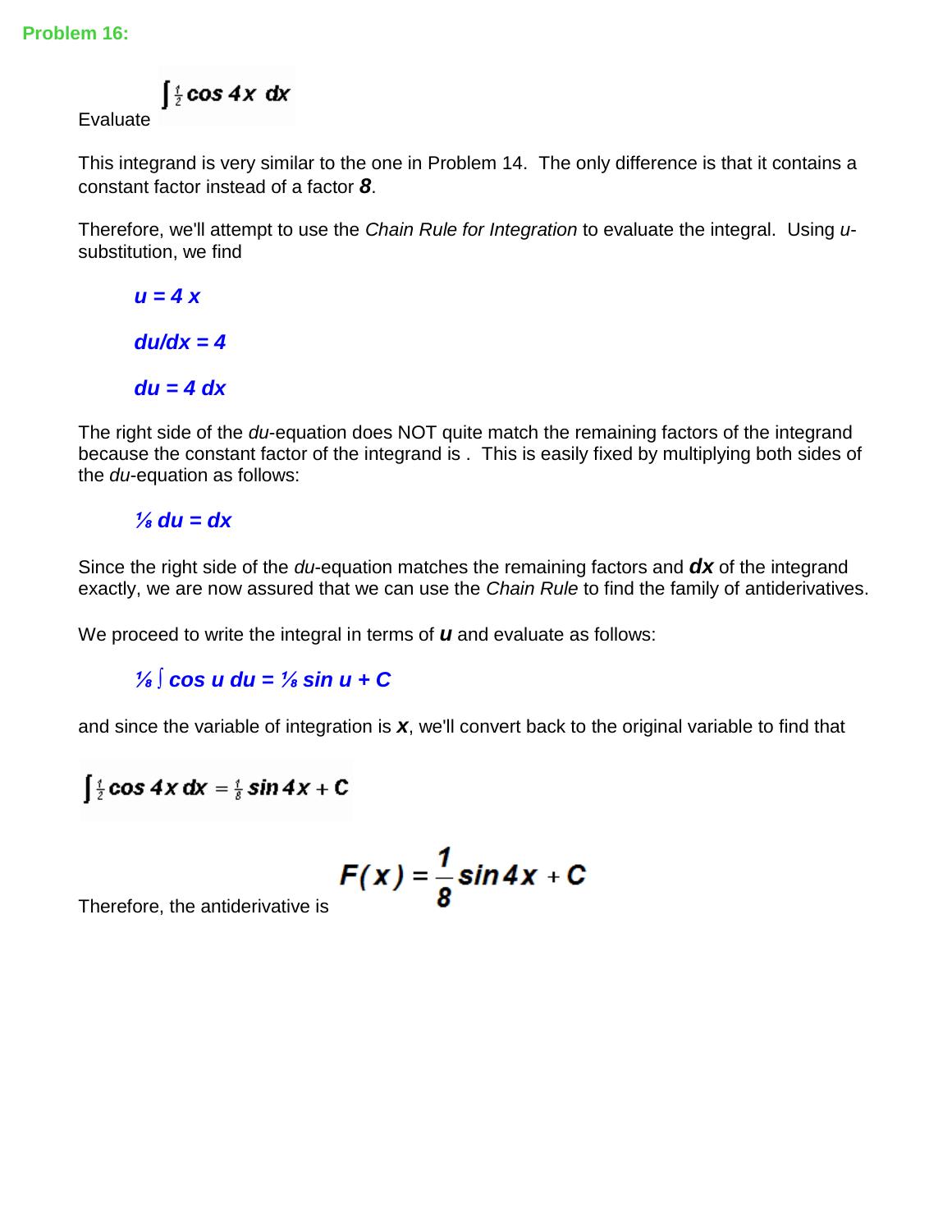**Problem 16:**

Evaluate $\int \frac{1}{2} \cos 4x \; dx$

This integrand is very similar to the one in Problem 14. The only difference is that it contains a constant factor instead of a factor ***8***.

Therefore, we'll attempt to use the *Chain Rule for Integration* to evaluate the integral. Using *u*-substitution, we find

$u = 4x$

$du/dx = 4$

$du = 4\,dx$

The right side of the *du*-equation does NOT quite match the remaining factors of the integrand because the constant factor of the integrand is . This is easily fixed by multiplying both sides of the *du*-equation as follows:

$\frac{1}{8}\,du = dx$

Since the right side of the *du*-equation matches the remaining factors and ***dx*** of the integrand exactly, we are now assured that we can use the *Chain Rule* to find the family of antiderivatives.

We proceed to write the integral in terms of ***u*** and evaluate as follows:

$\frac{1}{8} \int \cos u \; du = \frac{1}{8} \sin u + C$

and since the variable of integration is ***x***, we'll convert back to the original variable to find that

$$\int \frac{1}{2} \cos 4x \; dx = \frac{1}{8} \sin 4x + C$$

Therefore, the antiderivative is $F(x) = \dfrac{1}{8} \sin 4x + C$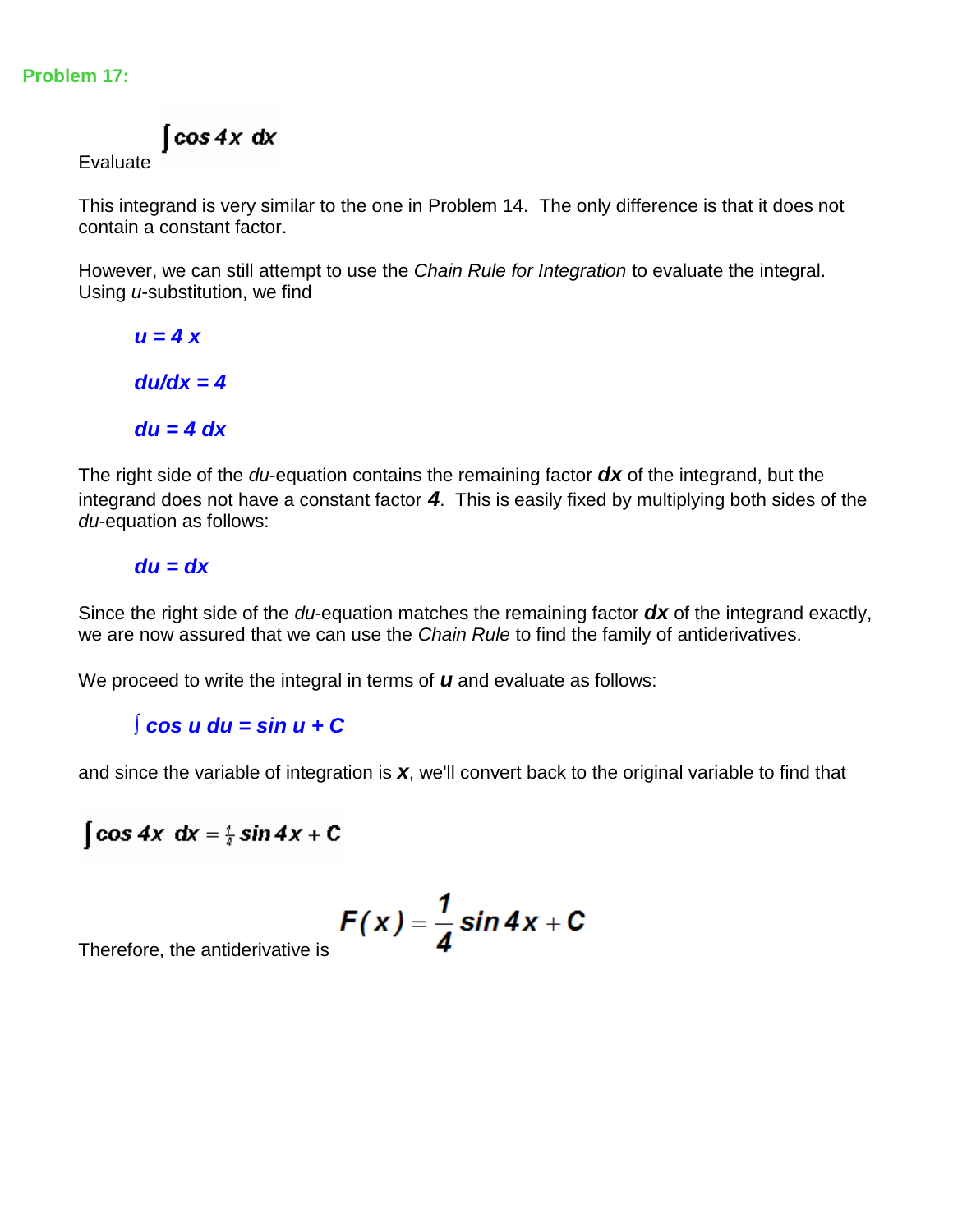**Problem 17:**

Evaluate $\int \cos 4x \; dx$

This integrand is very similar to the one in Problem 14. The only difference is that it does not contain a constant factor.

However, we can still attempt to use the *Chain Rule for Integration* to evaluate the integral. Using *u*-substitution, we find

$$u = 4x$$

$$du/dx = 4$$

$$du = 4\,dx$$

The right side of the *du*-equation contains the remaining factor $dx$ of the integrand, but the integrand does not have a constant factor $4$. This is easily fixed by multiplying both sides of the *du*-equation as follows:

$$du = dx$$

Since the right side of the *du*-equation matches the remaining factor $dx$ of the integrand exactly, we are now assured that we can use the *Chain Rule* to find the family of antiderivatives.

We proceed to write the integral in terms of $u$ and evaluate as follows:

$$\int \cos u \; du = \sin u + C$$

and since the variable of integration is $x$, we'll convert back to the original variable to find that

$$\int \cos 4x \; dx = \tfrac{1}{4} \sin 4x + C$$

Therefore, the antiderivative is $F(x) = \dfrac{1}{4} \sin 4x + C$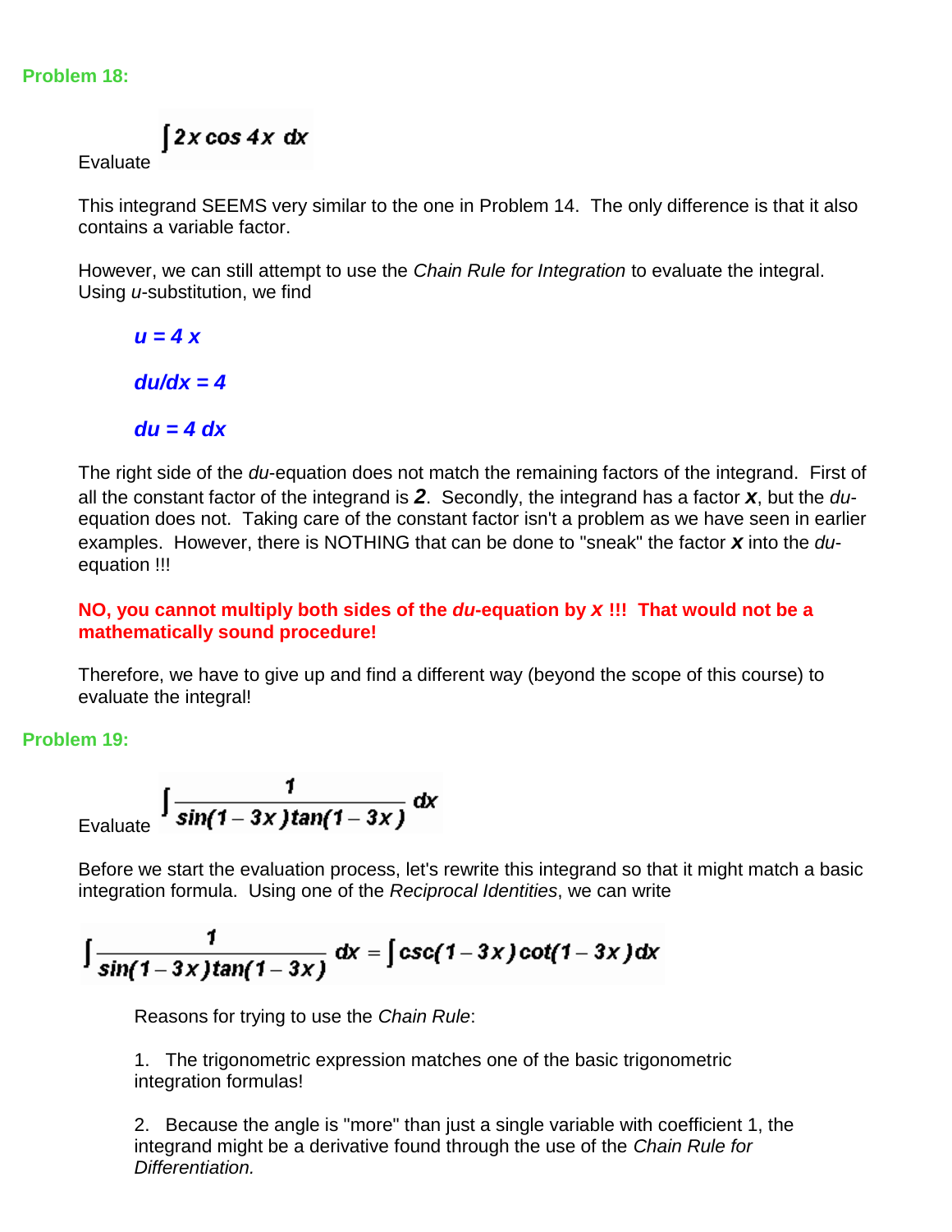**Problem 18:**

Evaluate $\int 2x \cos 4x \, dx$

This integrand SEEMS very similar to the one in Problem 14. The only difference is that it also contains a variable factor.

However, we can still attempt to use the *Chain Rule for Integration* to evaluate the integral. Using *u*-substitution, we find

$u = 4x$

$du/dx = 4$

$du = 4\,dx$

The right side of the *du*-equation does not match the remaining factors of the integrand. First of all the constant factor of the integrand is $\boldsymbol{2}$. Secondly, the integrand has a factor $\boldsymbol{x}$, but the *du*-equation does not. Taking care of the constant factor isn't a problem as we have seen in earlier examples. However, there is NOTHING that can be done to "sneak" the factor $\boldsymbol{x}$ into the *du*-equation !!!

**NO, you cannot multiply both sides of the *du*-equation by $x$ !!! That would not be a mathematically sound procedure!**

Therefore, we have to give up and find a different way (beyond the scope of this course) to evaluate the integral!

**Problem 19:**

Evaluate $\int \frac{1}{\sin(1-3x)\tan(1-3x)} \, dx$

Before we start the evaluation process, let's rewrite this integrand so that it might match a basic integration formula. Using one of the *Reciprocal Identities*, we can write

$$\int \frac{1}{\sin(1-3x)\tan(1-3x)} \, dx = \int \csc(1-3x)\cot(1-3x)\, dx$$

Reasons for trying to use the *Chain Rule*:

1. The trigonometric expression matches one of the basic trigonometric integration formulas!

2. Because the angle is "more" than just a single variable with coefficient 1, the integrand might be a derivative found through the use of the *Chain Rule for Differentiation.*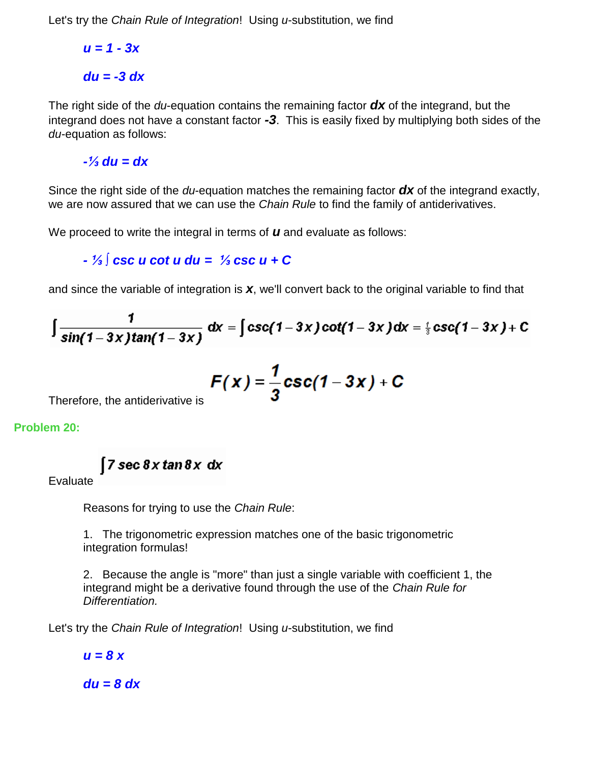Let's try the *Chain Rule of Integration*! Using *u*-substitution, we find

$$u = 1 - 3x$$

$$du = -3\,dx$$

The right side of the *du*-equation contains the remaining factor $dx$ of the integrand, but the integrand does not have a constant factor $-3$. This is easily fixed by multiplying both sides of the *du*-equation as follows:

$$-\tfrac{1}{3}\,du = dx$$

Since the right side of the *du*-equation matches the remaining factor $dx$ of the integrand exactly, we are now assured that we can use the *Chain Rule* to find the family of antiderivatives.

We proceed to write the integral in terms of $u$ and evaluate as follows:

$$-\tfrac{1}{3}\int \csc u \cot u\,du = \tfrac{1}{3}\csc u + C$$

and since the variable of integration is $x$, we'll convert back to the original variable to find that

$$\int \frac{1}{\sin(1-3x)\tan(1-3x)}\,dx = \int \csc(1-3x)\cot(1-3x)\,dx = \tfrac{1}{3}\csc(1-3x) + C$$

Therefore, the antiderivative is

$$F(x) = \frac{1}{3}\csc(1-3x) + C$$

**Problem 20:**

Evaluate

$$\int 7\sec 8x \tan 8x\;dx$$

Reasons for trying to use the *Chain Rule*:

1. The trigonometric expression matches one of the basic trigonometric integration formulas!

2. Because the angle is "more" than just a single variable with coefficient 1, the integrand might be a derivative found through the use of the *Chain Rule for Differentiation.*

Let's try the *Chain Rule of Integration*! Using *u*-substitution, we find

$$u = 8x$$

$$du = 8\,dx$$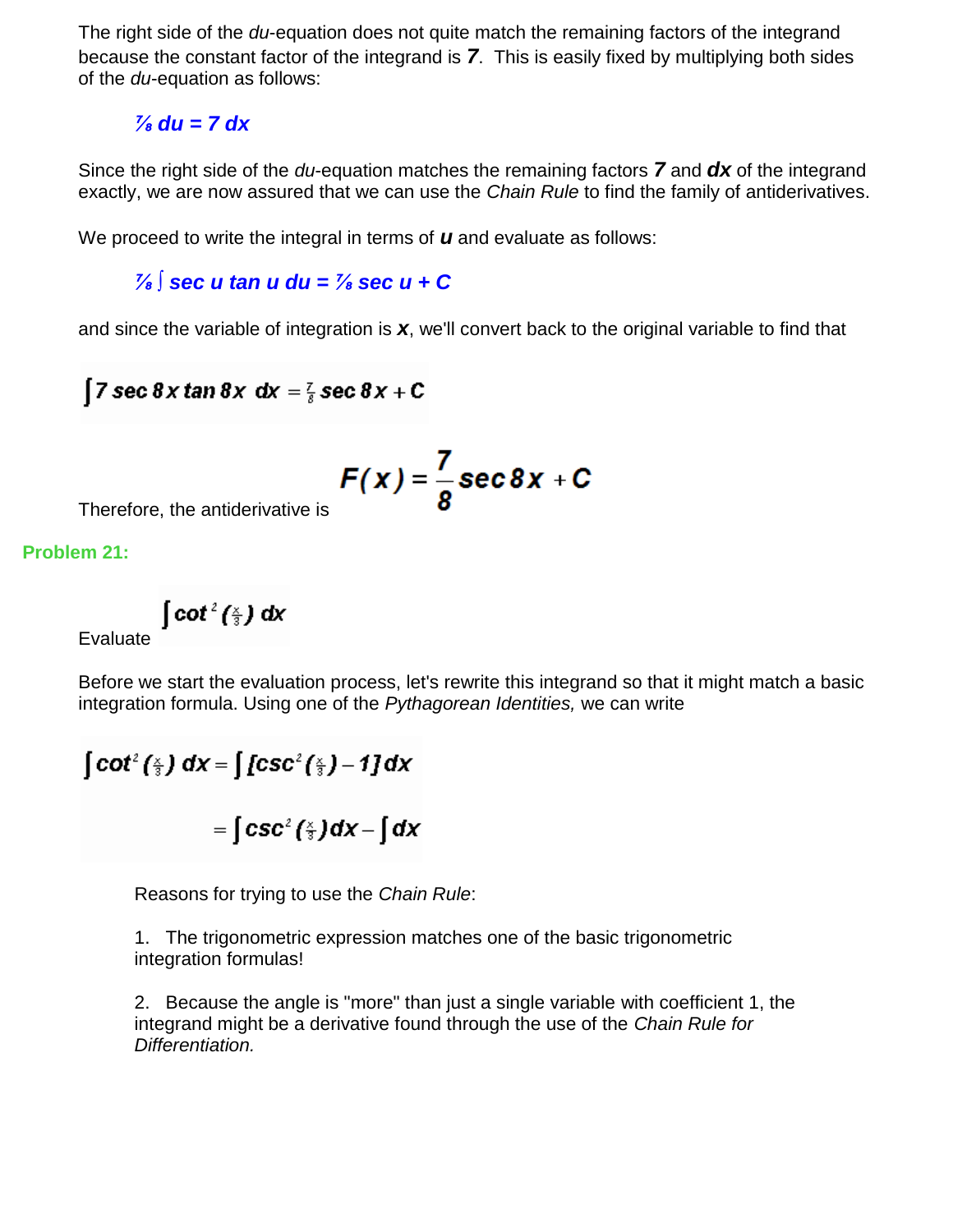The right side of the *du*-equation does not quite match the remaining factors of the integrand because the constant factor of the integrand is ***7***. This is easily fixed by multiplying both sides of the *du*-equation as follows:

$$\tfrac{7}{8}\, du = 7\, dx$$

Since the right side of the *du*-equation matches the remaining factors ***7*** and ***dx*** of the integrand exactly, we are now assured that we can use the *Chain Rule* to find the family of antiderivatives.

We proceed to write the integral in terms of ***u*** and evaluate as follows:

$$\tfrac{7}{8} \int \sec u \tan u \, du = \tfrac{7}{8} \sec u + C$$

and since the variable of integration is ***x***, we'll convert back to the original variable to find that

$$\int 7 \sec 8x \tan 8x \; dx = \tfrac{7}{8} \sec 8x + C$$

Therefore, the antiderivative is $F(x) = \dfrac{7}{8} \sec 8x + C$

**Problem 21:**

Evaluate $\int \cot^2 (\tfrac{x}{3}) \; dx$

Before we start the evaluation process, let's rewrite this integrand so that it might match a basic integration formula. Using one of the *Pythagorean Identities,* we can write

$$\begin{aligned} \int \cot^2 (\tfrac{x}{3}) \; dx &= \int [\csc^2 (\tfrac{x}{3}) - 1] \, dx \\ &= \int \csc^2 (\tfrac{x}{3}) dx - \int dx \end{aligned}$$

Reasons for trying to use the *Chain Rule*:

1. The trigonometric expression matches one of the basic trigonometric integration formulas!

2. Because the angle is "more" than just a single variable with coefficient 1, the integrand might be a derivative found through the use of the *Chain Rule for Differentiation.*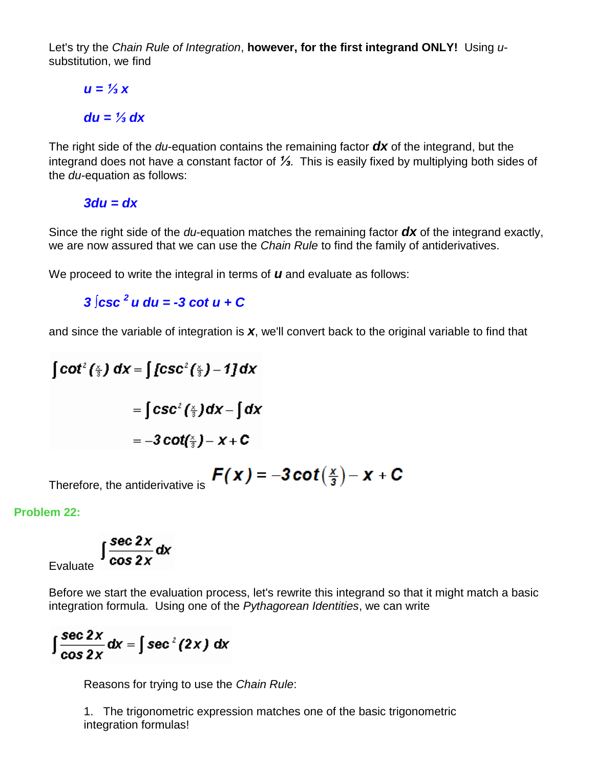Let's try the *Chain Rule of Integration*, **however, for the first integrand ONLY!** Using *u*-substitution, we find

$$u = \tfrac{1}{3}x$$

$$du = \tfrac{1}{3}dx$$

The right side of the *du*-equation contains the remaining factor $dx$ of the integrand, but the integrand does not have a constant factor of $\tfrac{1}{3}$. This is easily fixed by multiplying both sides of the *du*-equation as follows:

$$3du = dx$$

Since the right side of the *du*-equation matches the remaining factor $dx$ of the integrand exactly, we are now assured that we can use the *Chain Rule* to find the family of antiderivatives.

We proceed to write the integral in terms of $u$ and evaluate as follows:

$$3\int \csc^2 u \, du = -3\cot u + C$$

and since the variable of integration is $x$, we'll convert back to the original variable to find that

$$\begin{aligned}\int \cot^2\left(\tfrac{x}{3}\right)dx &= \int \left[\csc^2\left(\tfrac{x}{3}\right) - 1\right]dx \\ &= \int \csc^2\left(\tfrac{x}{3}\right)dx - \int dx \\ &= -3\cot\left(\tfrac{x}{3}\right) - x + C\end{aligned}$$

Therefore, the antiderivative is $F(x) = -3\cot\left(\tfrac{x}{3}\right) - x + C$

**Problem 22:**

Evaluate $\displaystyle\int \frac{\sec 2x}{\cos 2x}dx$

Before we start the evaluation process, let's rewrite this integrand so that it might match a basic integration formula. Using one of the *Pythagorean Identities*, we can write

$$\int \frac{\sec 2x}{\cos 2x}dx = \int \sec^2(2x)\,dx$$

Reasons for trying to use the *Chain Rule*:

1. The trigonometric expression matches one of the basic trigonometric integration formulas!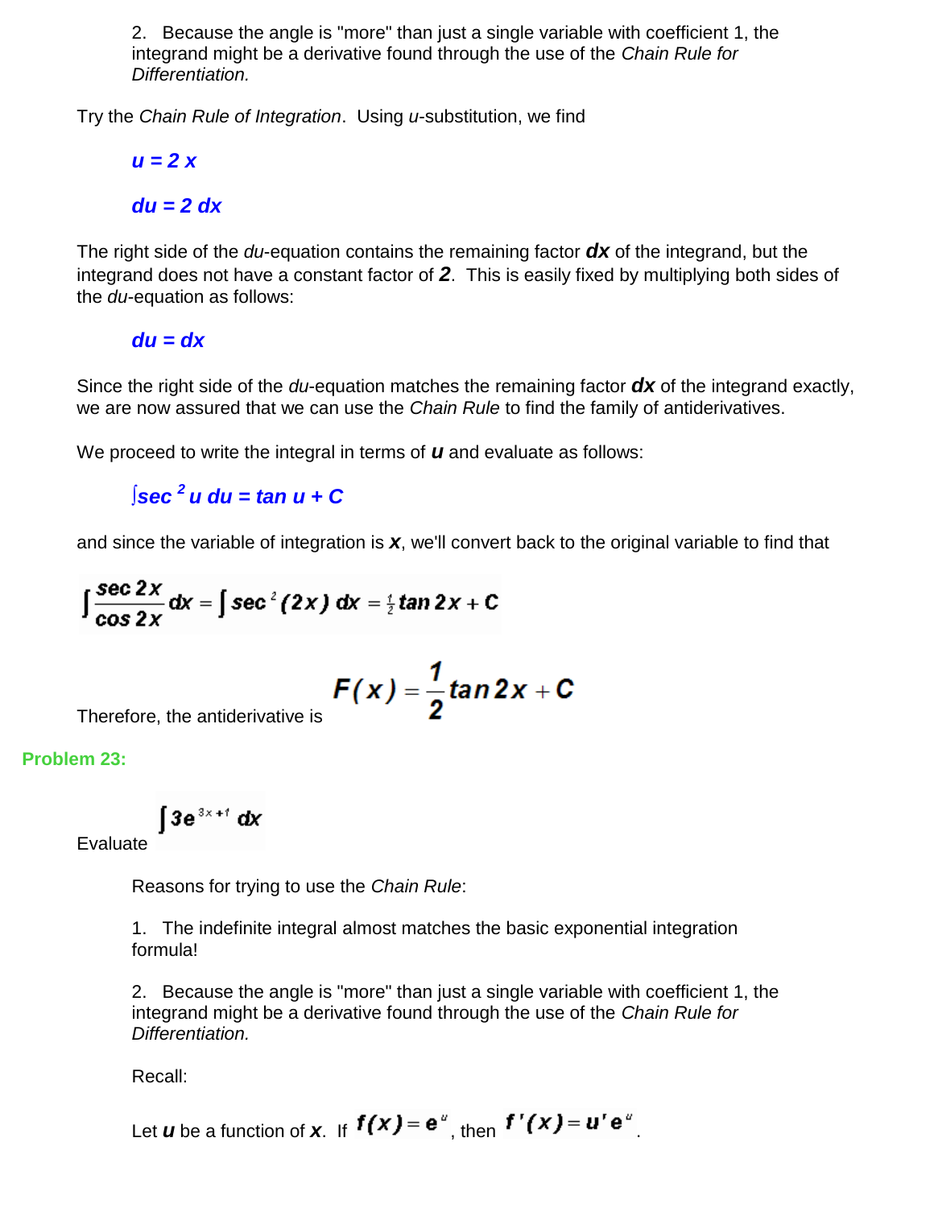2. Because the angle is "more" than just a single variable with coefficient 1, the integrand might be a derivative found through the use of the *Chain Rule for Differentiation.*

Try the *Chain Rule of Integration*. Using *u*-substitution, we find

$u = 2x$

$du = 2\,dx$

The right side of the *du*-equation contains the remaining factor $dx$ of the integrand, but the integrand does not have a constant factor of **2**. This is easily fixed by multiplying both sides of the *du*-equation as follows:

$du = dx$

Since the right side of the *du*-equation matches the remaining factor $dx$ of the integrand exactly, we are now assured that we can use the *Chain Rule* to find the family of antiderivatives.

We proceed to write the integral in terms of $u$ and evaluate as follows:

$\int \sec^2 u\,du = \tan u + C$

and since the variable of integration is $x$, we'll convert back to the original variable to find that

$$\int \frac{\sec 2x}{\cos 2x}\,dx = \int \sec^2(2x)\,dx = \tfrac{1}{2}\tan 2x + C$$

Therefore, the antiderivative is $F(x) = \dfrac{1}{2}\tan 2x + C$

**Problem 23:**

Evaluate $\int 3e^{3x+1}\,dx$

Reasons for trying to use the *Chain Rule*:

1. The indefinite integral almost matches the basic exponential integration formula!

2. Because the angle is "more" than just a single variable with coefficient 1, the integrand might be a derivative found through the use of the *Chain Rule for Differentiation.*

Recall:

Let $u$ be a function of $x$. If $f(x) = e^u$, then $f'(x) = u'e^u$.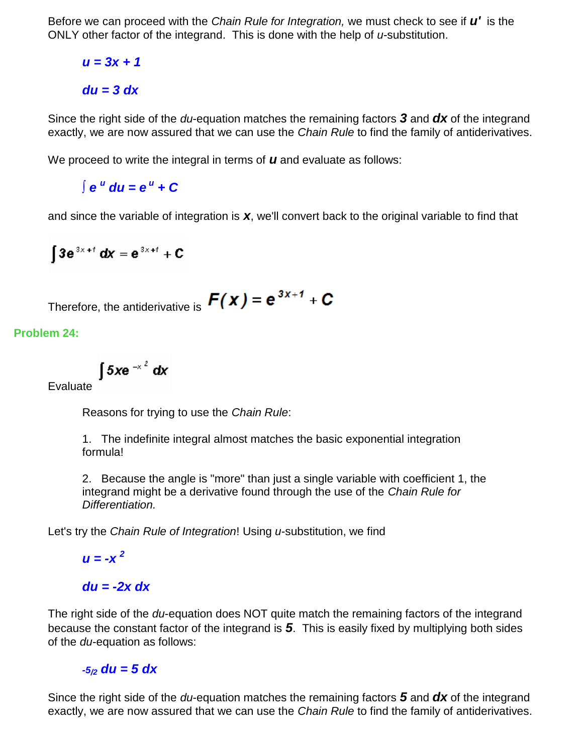Before we can proceed with the *Chain Rule for Integration,* we must check to see if ***u'*** is the ONLY other factor of the integrand. This is done with the help of *u*-substitution.

$$u = 3x + 1$$

$$du = 3\,dx$$

Since the right side of the *du*-equation matches the remaining factors ***3*** and ***dx*** of the integrand exactly, we are now assured that we can use the *Chain Rule* to find the family of antiderivatives.

We proceed to write the integral in terms of ***u*** and evaluate as follows:

$$\int e^u\,du = e^u + C$$

and since the variable of integration is ***x***, we'll convert back to the original variable to find that

$$\int 3e^{3x+1}\,dx = e^{3x+1} + C$$

Therefore, the antiderivative is $F(x) = e^{3x+1} + C$

**Problem 24:**

Evaluate $\int 5xe^{-x^2}\,dx$

Reasons for trying to use the *Chain Rule*:

1. The indefinite integral almost matches the basic exponential integration formula!

2. Because the angle is "more" than just a single variable with coefficient 1, the integrand might be a derivative found through the use of the *Chain Rule for Differentiation.*

Let's try the *Chain Rule of Integration*! Using *u*-substitution, we find

$$u = -x^2$$

$$du = -2x\,dx$$

The right side of the *du*-equation does NOT quite match the remaining factors of the integrand because the constant factor of the integrand is ***5***. This is easily fixed by multiplying both sides of the *du*-equation as follows:

$$-\tfrac{5}{2}\,du = 5\,dx$$

Since the right side of the *du*-equation matches the remaining factors ***5*** and ***dx*** of the integrand exactly, we are now assured that we can use the *Chain Rule* to find the family of antiderivatives.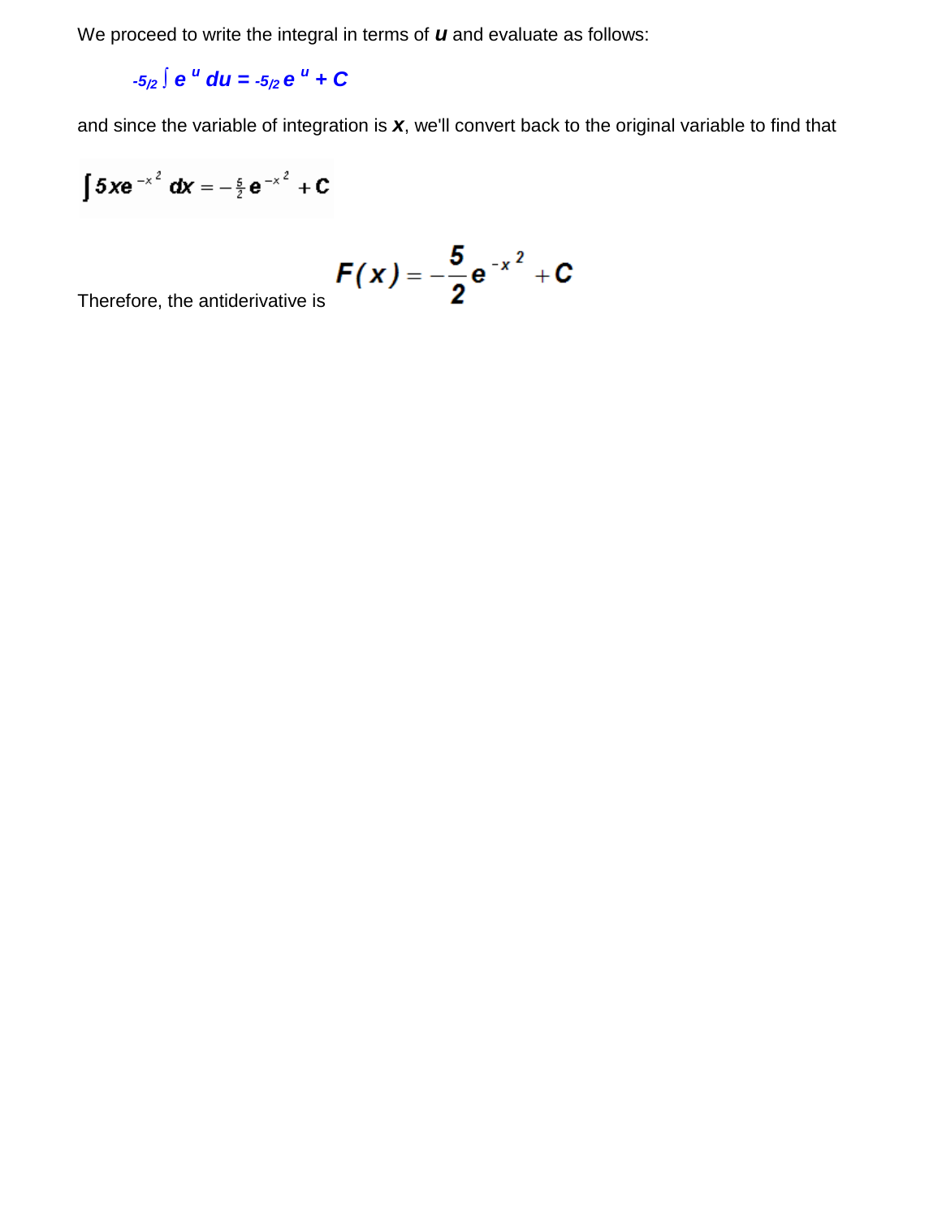We proceed to write the integral in terms of $u$ and evaluate as follows:

$$-\tfrac{5}{2}\int e^{u}\, du = -\tfrac{5}{2} e^{u} + C$$

and since the variable of integration is $x$, we'll convert back to the original variable to find that

$$\int 5xe^{-x^2}\, dx = -\tfrac{5}{2} e^{-x^2} + C$$

Therefore, the antiderivative is $F(x) = -\dfrac{5}{2} e^{-x^2} + C$